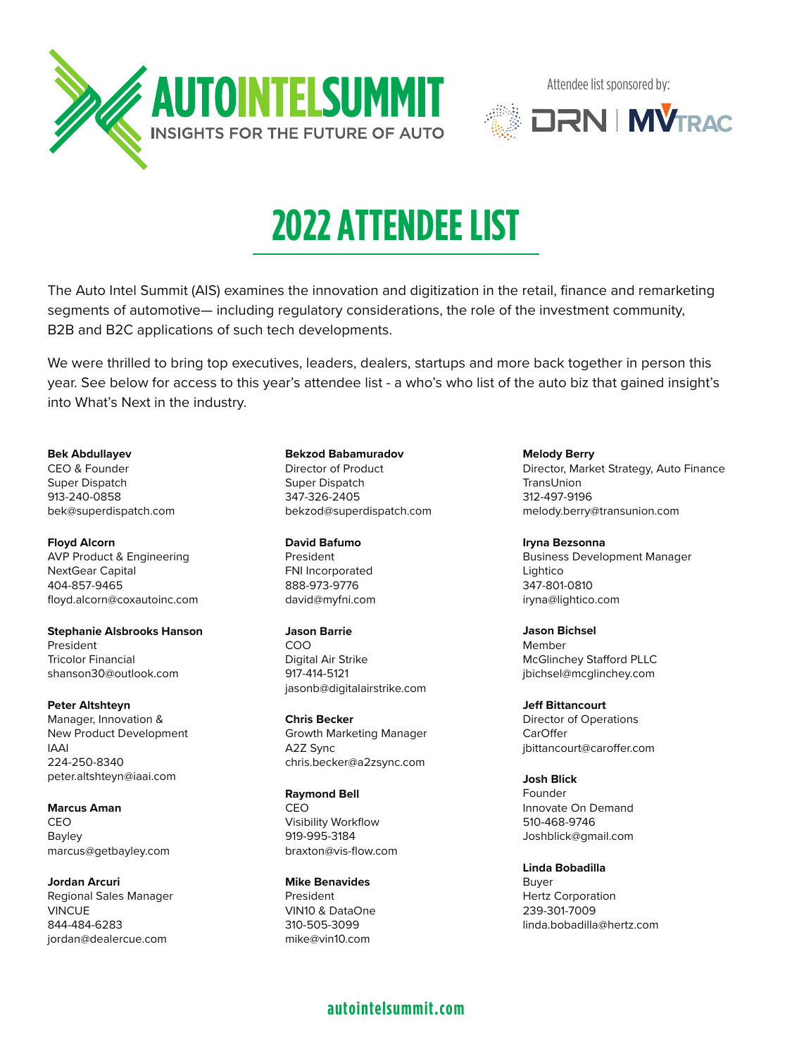AUTOINTELSUMMIT
INSIGHTS FOR THE FUTURE OF AUTO

Attendee list sponsored by: DRN | MVTRAC

# 2022 ATTENDEE LIST

The Auto Intel Summit (AIS) examines the innovation and digitization in the retail, finance and remarketing segments of automotive— including regulatory considerations, the role of the investment community, B2B and B2C applications of such tech developments.

We were thrilled to bring top executives, leaders, dealers, startups and more back together in person this year. See below for access to this year's attendee list - a who's who list of the auto biz that gained insight's into What's Next in the industry.

**Bek Abdullayev**
CEO & Founder
Super Dispatch
913-240-0858
bek@superdispatch.com

**Floyd Alcorn**
AVP Product & Engineering
NextGear Capital
404-857-9465
floyd.alcorn@coxautoinc.com

**Stephanie Alsbrooks Hanson**
President
Tricolor Financial
shanson30@outlook.com

**Peter Altshteyn**
Manager, Innovation & New Product Development
IAAI
224-250-8340
peter.altshteyn@iaai.com

**Marcus Aman**
CEO
Bayley
marcus@getbayley.com

**Jordan Arcuri**
Regional Sales Manager
VINCUE
844-484-6283
jordan@dealercue.com

**Bekzod Babamuradov**
Director of Product
Super Dispatch
347-326-2405
bekzod@superdispatch.com

**David Bafumo**
President
FNI Incorporated
888-973-9776
david@myfni.com

**Jason Barrie**
COO
Digital Air Strike
917-414-5121
jasonb@digitalairstrike.com

**Chris Becker**
Growth Marketing Manager
A2Z Sync
chris.becker@a2zsync.com

**Raymond Bell**
CEO
Visibility Workflow
919-995-3184
braxton@vis-flow.com

**Mike Benavides**
President
VIN10 & DataOne
310-505-3099
mike@vin10.com

**Melody Berry**
Director, Market Strategy, Auto Finance
TransUnion
312-497-9196
melody.berry@transunion.com

**Iryna Bezsonna**
Business Development Manager
Lightico
347-801-0810
iryna@lightico.com

**Jason Bichsel**
Member
McGlinchey Stafford PLLC
jbichsel@mcglinchey.com

**Jeff Bittancourt**
Director of Operations
CarOffer
jbittancourt@caroffer.com

**Josh Blick**
Founder
Innovate On Demand
510-468-9746
Joshblick@gmail.com

**Linda Bobadilla**
Buyer
Hertz Corporation
239-301-7009
linda.bobadilla@hertz.com

autointelsummit.com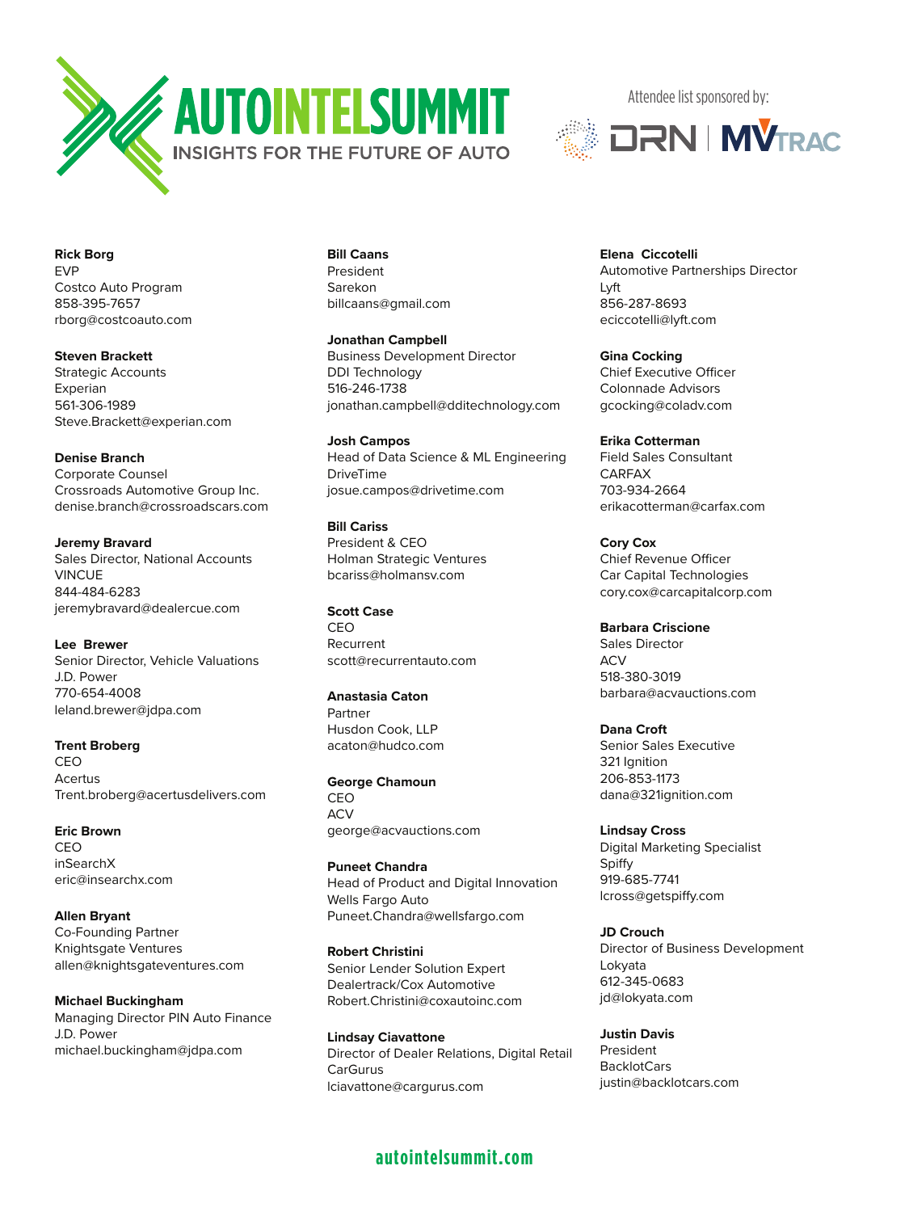AUTOINTELSUMMIT
INSIGHTS FOR THE FUTURE OF AUTO

Attendee list sponsored by:

DRN | MVTRAC

**Rick Borg**
EVP
Costco Auto Program
858-395-7657
rborg@costcoauto.com

**Steven Brackett**
Strategic Accounts
Experian
561-306-1989
Steve.Brackett@experian.com

**Denise Branch**
Corporate Counsel
Crossroads Automotive Group Inc.
denise.branch@crossroadscars.com

**Jeremy Bravard**
Sales Director, National Accounts
VINCUE
844-484-6283
jeremybravard@dealercue.com

**Lee Brewer**
Senior Director, Vehicle Valuations
J.D. Power
770-654-4008
leland.brewer@jdpa.com

**Trent Broberg**
CEO
Acertus
Trent.broberg@acertusdelivers.com

**Eric Brown**
CEO
inSearchX
eric@insearchx.com

**Allen Bryant**
Co-Founding Partner
Knightsgate Ventures
allen@knightsgateventures.com

**Michael Buckingham**
Managing Director PIN Auto Finance
J.D. Power
michael.buckingham@jdpa.com

**Bill Caans**
President
Sarekon
billcaans@gmail.com

**Jonathan Campbell**
Business Development Director
DDI Technology
516-246-1738
jonathan.campbell@dditechnology.com

**Josh Campos**
Head of Data Science & ML Engineering
DriveTime
josue.campos@drivetime.com

**Bill Cariss**
President & CEO
Holman Strategic Ventures
bcariss@holmansv.com

**Scott Case**
CEO
Recurrent
scott@recurrentauto.com

**Anastasia Caton**
Partner
Husdon Cook, LLP
acaton@hudco.com

**George Chamoun**
CEO
ACV
george@acvauctions.com

**Puneet Chandra**
Head of Product and Digital Innovation
Wells Fargo Auto
Puneet.Chandra@wellsfargo.com

**Robert Christini**
Senior Lender Solution Expert
Dealertrack/Cox Automotive
Robert.Christini@coxautoinc.com

**Lindsay Ciavattone**
Director of Dealer Relations, Digital Retail
CarGurus
lciavattone@cargurus.com

**Elena Ciccotelli**
Automotive Partnerships Director
Lyft
856-287-8693
eciccotelli@lyft.com

**Gina Cocking**
Chief Executive Officer
Colonnade Advisors
gcocking@coladv.com

**Erika Cotterman**
Field Sales Consultant
CARFAX
703-934-2664
erikacotterman@carfax.com

**Cory Cox**
Chief Revenue Officer
Car Capital Technologies
cory.cox@carcapitalcorp.com

**Barbara Criscione**
Sales Director
ACV
518-380-3019
barbara@acvauctions.com

**Dana Croft**
Senior Sales Executive
321 Ignition
206-853-1173
dana@321ignition.com

**Lindsay Cross**
Digital Marketing Specialist
Spiffy
919-685-7741
lcross@getspiffy.com

**JD Crouch**
Director of Business Development
Lokyata
612-345-0683
jd@lokyata.com

**Justin Davis**
President
BacklotCars
justin@backlotcars.com

autointelsummit.com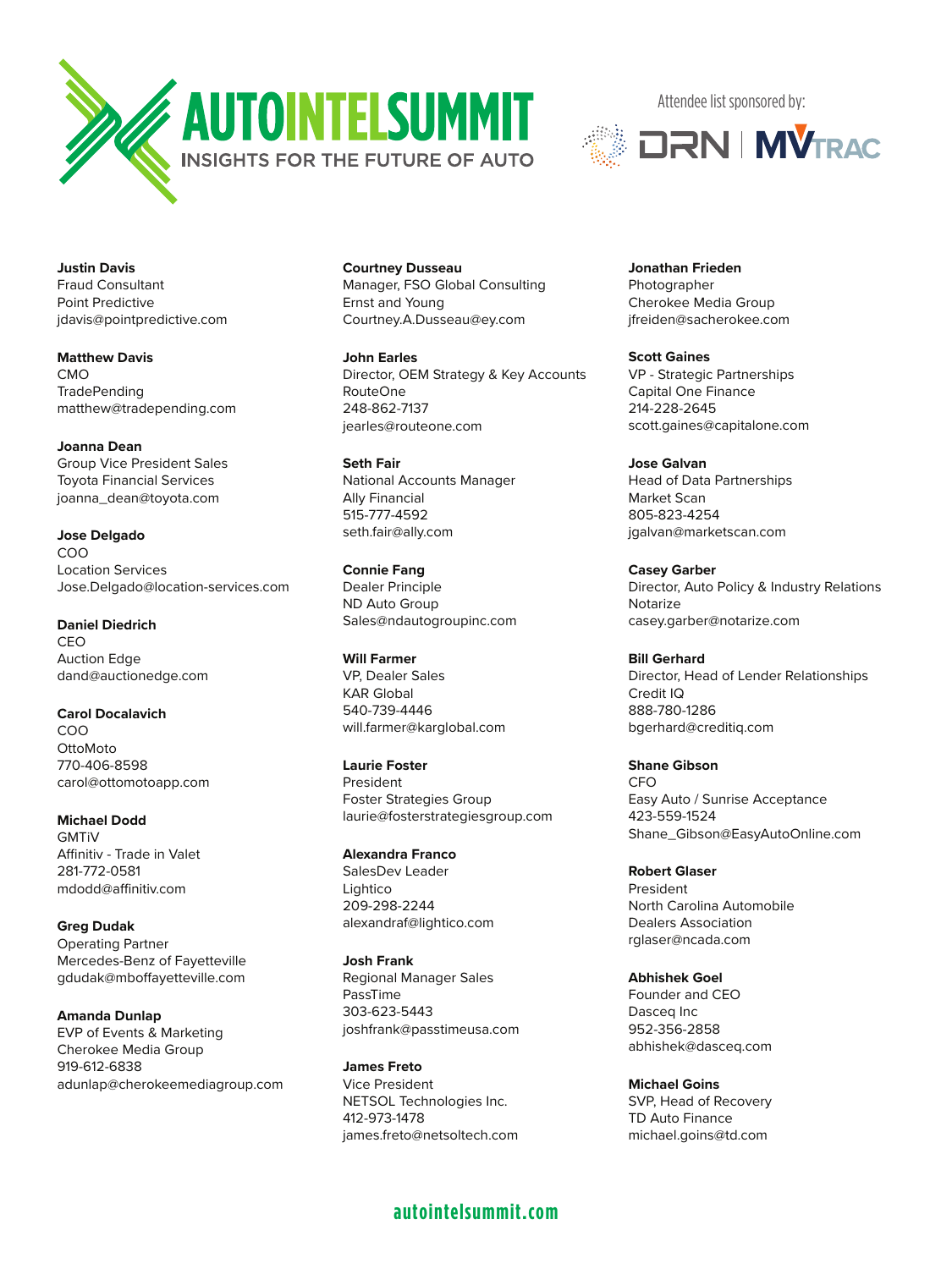AUTOINTELSUMMIT
INSIGHTS FOR THE FUTURE OF AUTO

Attendee list sponsored by: DRN | MVTRAC

**Justin Davis**
Fraud Consultant
Point Predictive
jdavis@pointpredictive.com

**Matthew Davis**
CMO
TradePending
matthew@tradepending.com

**Joanna Dean**
Group Vice President Sales
Toyota Financial Services
joanna_dean@toyota.com

**Jose Delgado**
COO
Location Services
Jose.Delgado@location-services.com

**Daniel Diedrich**
CEO
Auction Edge
dand@auctionedge.com

**Carol Docalavich**
COO
OttoMoto
770-406-8598
carol@ottomotoapp.com

**Michael Dodd**
GMTiV
Affinitiv - Trade in Valet
281-772-0581
mdodd@affinitiv.com

**Greg Dudak**
Operating Partner
Mercedes-Benz of Fayetteville
gdudak@mboffayetteville.com

**Amanda Dunlap**
EVP of Events & Marketing
Cherokee Media Group
919-612-6838
adunlap@cherokeemediagroup.com

**Courtney Dusseau**
Manager, FSO Global Consulting
Ernst and Young
Courtney.A.Dusseau@ey.com

**John Earles**
Director, OEM Strategy & Key Accounts
RouteOne
248-862-7137
jearles@routeone.com

**Seth Fair**
National Accounts Manager
Ally Financial
515-777-4592
seth.fair@ally.com

**Connie Fang**
Dealer Principle
ND Auto Group
Sales@ndautogroupinc.com

**Will Farmer**
VP, Dealer Sales
KAR Global
540-739-4446
will.farmer@karglobal.com

**Laurie Foster**
President
Foster Strategies Group
laurie@fosterstrategiesgroup.com

**Alexandra Franco**
SalesDev Leader
Lightico
209-298-2244
alexandraf@lightico.com

**Josh Frank**
Regional Manager Sales
PassTime
303-623-5443
joshfrank@passtimeusa.com

**James Freto**
Vice President
NETSOL Technologies Inc.
412-973-1478
james.freto@netsoltech.com

**Jonathan Frieden**
Photographer
Cherokee Media Group
jfreiden@sacherokee.com

**Scott Gaines**
VP - Strategic Partnerships
Capital One Finance
214-228-2645
scott.gaines@capitalone.com

**Jose Galvan**
Head of Data Partnerships
Market Scan
805-823-4254
jgalvan@marketscan.com

**Casey Garber**
Director, Auto Policy & Industry Relations
Notarize
casey.garber@notarize.com

**Bill Gerhard**
Director, Head of Lender Relationships
Credit IQ
888-780-1286
bgerhard@creditiq.com

**Shane Gibson**
CFO
Easy Auto / Sunrise Acceptance
423-559-1524
Shane_Gibson@EasyAutoOnline.com

**Robert Glaser**
President
North Carolina Automobile Dealers Association
rglaser@ncada.com

**Abhishek Goel**
Founder and CEO
Dasceq Inc
952-356-2858
abhishek@dasceq.com

**Michael Goins**
SVP, Head of Recovery
TD Auto Finance
michael.goins@td.com

autointelsummit.com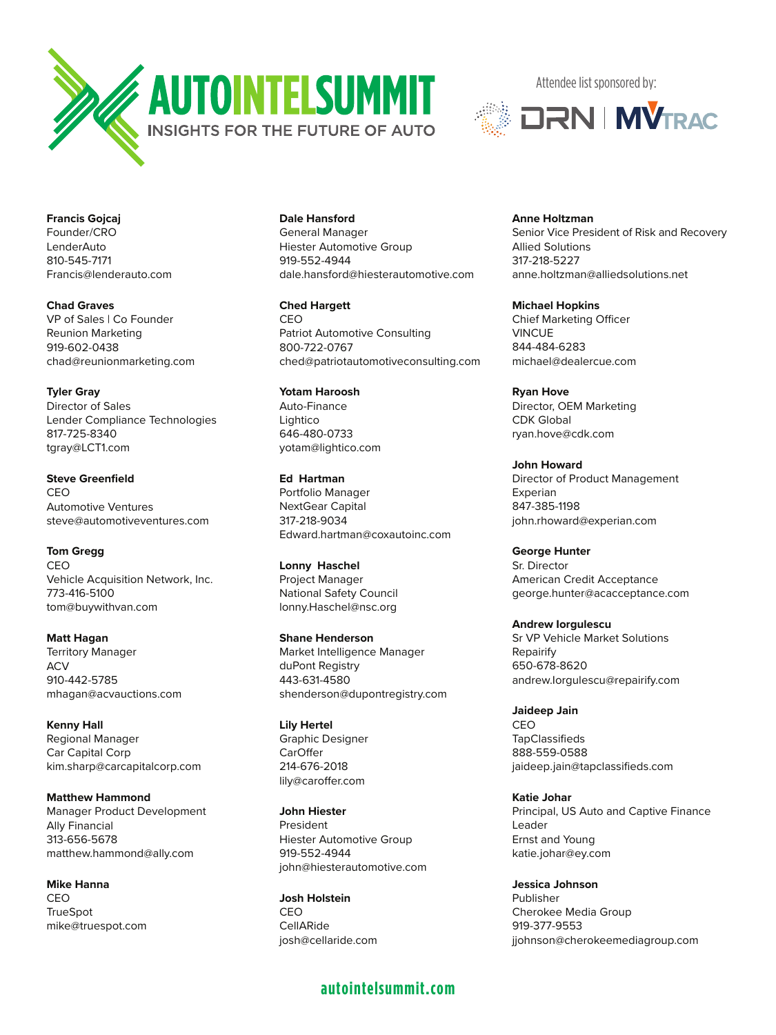**AUTOINTELSUMMIT**
INSIGHTS FOR THE FUTURE OF AUTO

Attendee list sponsored by:
DRN | MVTRAC

**Francis Gojcaj**
Founder/CRO
LenderAuto
810-545-7171
Francis@lenderauto.com

**Chad Graves**
VP of Sales | Co Founder
Reunion Marketing
919-602-0438
chad@reunionmarketing.com

**Tyler Gray**
Director of Sales
Lender Compliance Technologies
817-725-8340
tgray@LCT1.com

**Steve Greenfield**
CEO
Automotive Ventures
steve@automotiveventures.com

**Tom Gregg**
CEO
Vehicle Acquisition Network, Inc.
773-416-5100
tom@buywithvan.com

**Matt Hagan**
Territory Manager
ACV
910-442-5785
mhagan@acvauctions.com

**Kenny Hall**
Regional Manager
Car Capital Corp
kim.sharp@carcapitalcorp.com

**Matthew Hammond**
Manager Product Development
Ally Financial
313-656-5678
matthew.hammond@ally.com

**Mike Hanna**
CEO
TrueSpot
mike@truespot.com

**Dale Hansford**
General Manager
Hiester Automotive Group
919-552-4944
dale.hansford@hiesterautomotive.com

**Ched Hargett**
CEO
Patriot Automotive Consulting
800-722-0767
ched@patriotautomotiveconsulting.com

**Yotam Haroosh**
Auto-Finance
Lightico
646-480-0733
yotam@lightico.com

**Ed Hartman**
Portfolio Manager
NextGear Capital
317-218-9034
Edward.hartman@coxautoinc.com

**Lonny Haschel**
Project Manager
National Safety Council
lonny.Haschel@nsc.org

**Shane Henderson**
Market Intelligence Manager
duPont Registry
443-631-4580
shenderson@dupontregistry.com

**Lily Hertel**
Graphic Designer
CarOffer
214-676-2018
lily@caroffer.com

**John Hiester**
President
Hiester Automotive Group
919-552-4944
john@hiesterautomotive.com

**Josh Holstein**
CEO
CellARide
josh@cellaride.com

**Anne Holtzman**
Senior Vice President of Risk and Recovery
Allied Solutions
317-218-5227
anne.holtzman@alliedsolutions.net

**Michael Hopkins**
Chief Marketing Officer
VINCUE
844-484-6283
michael@dealercue.com

**Ryan Hove**
Director, OEM Marketing
CDK Global
ryan.hove@cdk.com

**John Howard**
Director of Product Management
Experian
847-385-1198
john.rhoward@experian.com

**George Hunter**
Sr. Director
American Credit Acceptance
george.hunter@acacceptance.com

**Andrew Iorgulescu**
Sr VP Vehicle Market Solutions
Repairify
650-678-8620
andrew.Iorgulescu@repairify.com

**Jaideep Jain**
CEO
TapClassifieds
888-559-0588
jaideep.jain@tapclassifieds.com

**Katie Johar**
Principal, US Auto and Captive Finance Leader
Ernst and Young
katie.johar@ey.com

**Jessica Johnson**
Publisher
Cherokee Media Group
919-377-9553
jjohnson@cherokeemediagroup.com

autointelsummit.com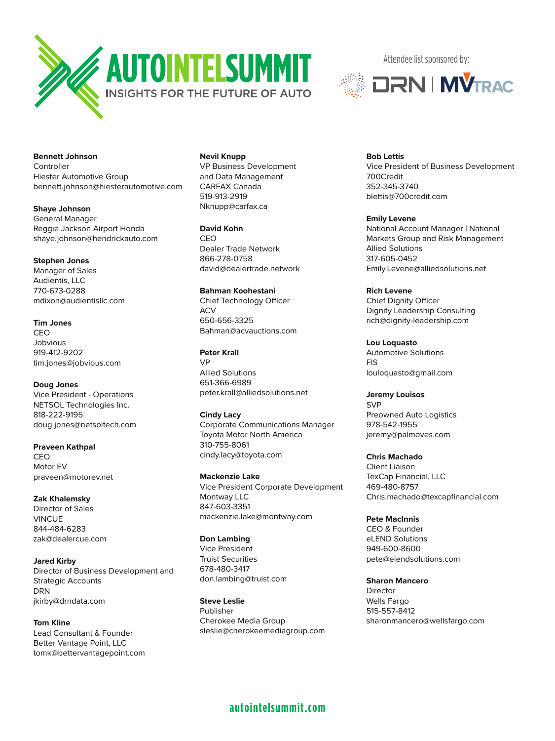# AUTOINTELSUMMIT

INSIGHTS FOR THE FUTURE OF AUTO

Attendee list sponsored by: DRN | MVTRAC

**Bennett Johnson**
Controller
Hiester Automotive Group
bennett.johnson@hiesterautomotive.com

**Shaye Johnson**
General Manager
Reggie Jackson Airport Honda
shaye.johnson@hendrickauto.com

**Stephen Jones**
Manager of Sales
Audientis, LLC
770-673-0288
mdixon@audientisllc.com

**Tim Jones**
CEO
Jobvious
919-412-9202
tim.jones@jobvious.com

**Doug Jones**
Vice President - Operations
NETSOL Technologies Inc.
818-222-9195
doug.jones@netsoltech.com

**Praveen Kathpal**
CEO
Motor EV
praveen@motorev.net

**Zak Khalemsky**
Director of Sales
VINCUE
844-484-6283
zak@dealercue.com

**Jared Kirby**
Director of Business Development and Strategic Accounts
DRN
jkirby@drndata.com

**Tom Kline**
Lead Consultant & Founder
Better Vantage Point, LLC
tomk@bettervantagepoint.com

**Nevil Knupp**
VP Business Development and Data Management
CARFAX Canada
519-913-2919
Nknupp@carfax.ca

**David Kohn**
CEO
Dealer Trade Network
866-278-0758
david@dealertrade.network

**Bahman Koohestani**
Chief Technology Officer
ACV
650-656-3325
Bahman@acvauctions.com

**Peter Krall**
VP
Allied Solutions
651-366-6989
peter.krall@alliedsolutions.net

**Cindy Lacy**
Corporate Communications Manager
Toyota Motor North America
310-755-8061
cindy.lacy@toyota.com

**Mackenzie Lake**
Vice President Corporate Development
Montway LLC
847-603-3351
mackenzie.lake@montway.com

**Don Lambing**
Vice President
Truist Securities
678-480-3417
don.lambing@truist.com

**Steve Leslie**
Publisher
Cherokee Media Group
sleslie@cherokeemediagroup.com

**Bob Lettis**
Vice President of Business Development
700Credit
352-345-3740
blettis@700credit.com

**Emily Levene**
National Account Manager | National Markets Group and Risk Management
Allied Solutions
317-605-0452
Emily.Levene@alliedsolutions.net

**Rich Levene**
Chief Dignity Officer
Dignity Leadership Consulting
rich@dignity-leadership.com

**Lou Loquasto**
Automotive Solutions
FIS
louloquasto@gmail.com

**Jeremy Louisos**
SVP
Preowned Auto Logistics
978-542-1955
jeremy@palmoves.com

**Chris Machado**
Client Liaison
TexCap Financial, LLC
469-480-8757
Chris.machado@texcapfinancial.com

**Pete MacInnis**
CEO & Founder
eLEND Solutions
949-600-8600
pete@elendsolutions.com

**Sharon Mancero**
Director
Wells Fargo
515-557-8412
sharonmancero@wellsfargo.com

autointelsummit.com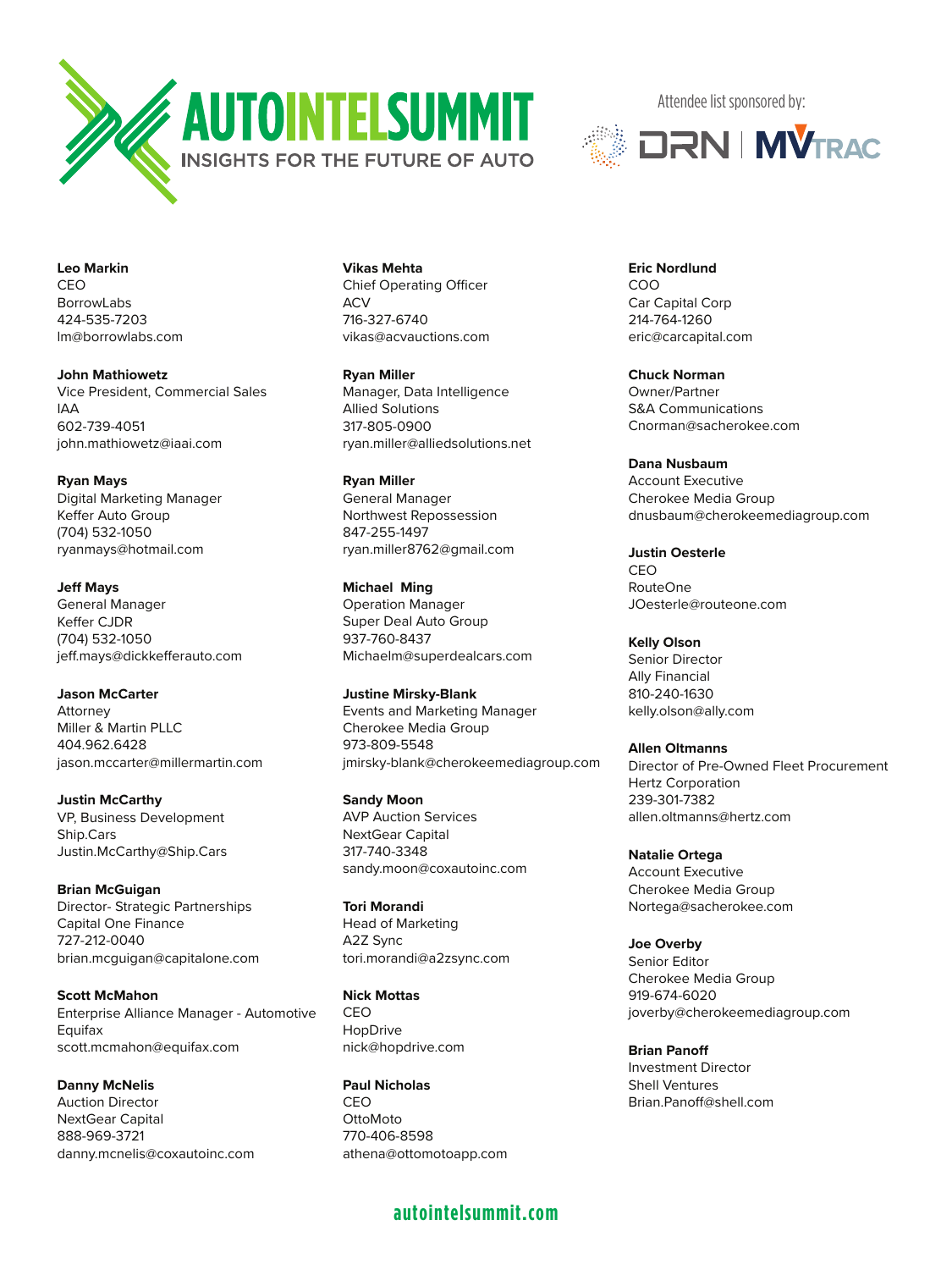AUTOINTELSUMMIT
INSIGHTS FOR THE FUTURE OF AUTO

Attendee list sponsored by: DRN | MVTRAC

**Leo Markin**
CEO
BorrowLabs
424-535-7203
lm@borrowlabs.com

**John Mathiowetz**
Vice President, Commercial Sales
IAA
602-739-4051
john.mathiowetz@iaai.com

**Ryan Mays**
Digital Marketing Manager
Keffer Auto Group
(704) 532-1050
ryanmays@hotmail.com

**Jeff Mays**
General Manager
Keffer CJDR
(704) 532-1050
jeff.mays@dickkefferauto.com

**Jason McCarter**
Attorney
Miller & Martin PLLC
404.962.6428
jason.mccarter@millermartin.com

**Justin McCarthy**
VP, Business Development
Ship.Cars
Justin.McCarthy@Ship.Cars

**Brian McGuigan**
Director- Strategic Partnerships
Capital One Finance
727-212-0040
brian.mcguigan@capitalone.com

**Scott McMahon**
Enterprise Alliance Manager - Automotive
Equifax
scott.mcmahon@equifax.com

**Danny McNelis**
Auction Director
NextGear Capital
888-969-3721
danny.mcnelis@coxautoinc.com

**Vikas Mehta**
Chief Operating Officer
ACV
716-327-6740
vikas@acvauctions.com

**Ryan Miller**
Manager, Data Intelligence
Allied Solutions
317-805-0900
ryan.miller@alliedsolutions.net

**Ryan Miller**
General Manager
Northwest Repossession
847-255-1497
ryan.miller8762@gmail.com

**Michael Ming**
Operation Manager
Super Deal Auto Group
937-760-8437
Michaelm@superdealcars.com

**Justine Mirsky-Blank**
Events and Marketing Manager
Cherokee Media Group
973-809-5548
jmirsky-blank@cherokeemediagroup.com

**Sandy Moon**
AVP Auction Services
NextGear Capital
317-740-3348
sandy.moon@coxautoinc.com

**Tori Morandi**
Head of Marketing
A2Z Sync
tori.morandi@a2zsync.com

**Nick Mottas**
CEO
HopDrive
nick@hopdrive.com

**Paul Nicholas**
CEO
OttoMoto
770-406-8598
athena@ottomotoapp.com

**Eric Nordlund**
COO
Car Capital Corp
214-764-1260
eric@carcapital.com

**Chuck Norman**
Owner/Partner
S&A Communications
Cnorman@sacherokee.com

**Dana Nusbaum**
Account Executive
Cherokee Media Group
dnusbaum@cherokeemediagroup.com

**Justin Oesterle**
CEO
RouteOne
JOesterle@routeone.com

**Kelly Olson**
Senior Director
Ally Financial
810-240-1630
kelly.olson@ally.com

**Allen Oltmanns**
Director of Pre-Owned Fleet Procurement
Hertz Corporation
239-301-7382
allen.oltmanns@hertz.com

**Natalie Ortega**
Account Executive
Cherokee Media Group
Nortega@sacherokee.com

**Joe Overby**
Senior Editor
Cherokee Media Group
919-674-6020
joverby@cherokeemediagroup.com

**Brian Panoff**
Investment Director
Shell Ventures
Brian.Panoff@shell.com

autointelsummit.com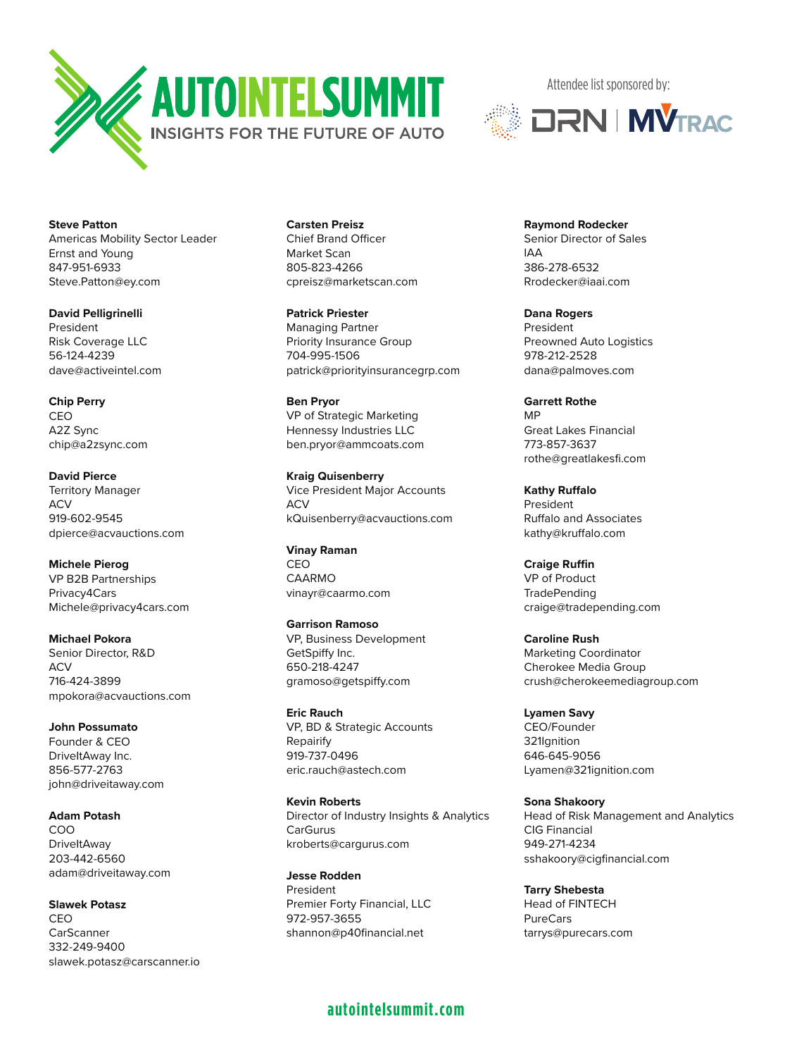# AUTOINTELSUMMIT

INSIGHTS FOR THE FUTURE OF AUTO

Attendee list sponsored by: DRN | MVTRAC

**Steve Patton**
Americas Mobility Sector Leader
Ernst and Young
847-951-6933
Steve.Patton@ey.com

**David Pelligrinelli**
President
Risk Coverage LLC
56-124-4239
dave@activeintel.com

**Chip Perry**
CEO
A2Z Sync
chip@a2zsync.com

**David Pierce**
Territory Manager
ACV
919-602-9545
dpierce@acvauctions.com

**Michele Pierog**
VP B2B Partnerships
Privacy4Cars
Michele@privacy4cars.com

**Michael Pokora**
Senior Director, R&D
ACV
716-424-3899
mpokora@acvauctions.com

**John Possumato**
Founder & CEO
DriveItAway Inc.
856-577-2763
john@driveitaway.com

**Adam Potash**
COO
DriveItAway
203-442-6560
adam@driveitaway.com

**Slawek Potasz**
CEO
CarScanner
332-249-9400
slawek.potasz@carscanner.io

**Carsten Preisz**
Chief Brand Officer
Market Scan
805-823-4266
cpreisz@marketscan.com

**Patrick Priester**
Managing Partner
Priority Insurance Group
704-995-1506
patrick@priorityinsurancegrp.com

**Ben Pryor**
VP of Strategic Marketing
Hennessy Industries LLC
ben.pryor@ammcoats.com

**Kraig Quisenberry**
Vice President Major Accounts
ACV
kQuisenberry@acvauctions.com

**Vinay Raman**
CEO
CAARMO
vinayr@caarmo.com

**Garrison Ramoso**
VP, Business Development
GetSpiffy Inc.
650-218-4247
gramoso@getspiffy.com

**Eric Rauch**
VP, BD & Strategic Accounts
Repairify
919-737-0496
eric.rauch@astech.com

**Kevin Roberts**
Director of Industry Insights & Analytics
CarGurus
kroberts@cargurus.com

**Jesse Rodden**
President
Premier Forty Financial, LLC
972-957-3655
shannon@p40financial.net

**Raymond Rodecker**
Senior Director of Sales
IAA
386-278-6532
Rrodecker@iaai.com

**Dana Rogers**
President
Preowned Auto Logistics
978-212-2528
dana@palmoves.com

**Garrett Rothe**
MP
Great Lakes Financial
773-857-3637
rothe@greatlakesfi.com

**Kathy Ruffalo**
President
Ruffalo and Associates
kathy@kruffalo.com

**Craige Ruffin**
VP of Product
TradePending
craige@tradepending.com

**Caroline Rush**
Marketing Coordinator
Cherokee Media Group
crush@cherokeemediagroup.com

**Lyamen Savy**
CEO/Founder
321Ignition
646-645-9056
Lyamen@321ignition.com

**Sona Shakoory**
Head of Risk Management and Analytics
CIG Financial
949-271-4234
sshakoory@cigfinancial.com

**Tarry Shebesta**
Head of FINTECH
PureCars
tarrys@purecars.com

autointelsummit.com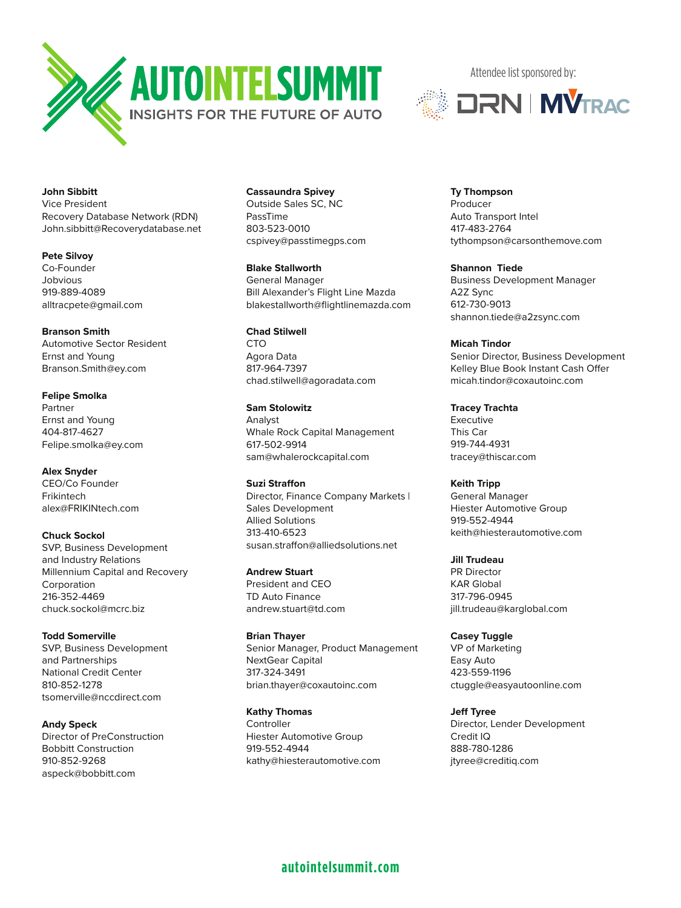AUTOINTELSUMMIT
INSIGHTS FOR THE FUTURE OF AUTO

Attendee list sponsored by: DRN | MVTRAC

**John Sibbitt**
Vice President
Recovery Database Network (RDN)
John.sibbitt@Recoverydatabase.net

**Pete Silvoy**
Co-Founder
Jobvious
919-889-4089
alltracpete@gmail.com

**Branson Smith**
Automotive Sector Resident
Ernst and Young
Branson.Smith@ey.com

**Felipe Smolka**
Partner
Ernst and Young
404-817-4627
Felipe.smolka@ey.com

**Alex Snyder**
CEO/Co Founder
Frikintech
alex@FRIKINtech.com

**Chuck Sockol**
SVP, Business Development and Industry Relations
Millennium Capital and Recovery Corporation
216-352-4469
chuck.sockol@mcrc.biz

**Todd Somerville**
SVP, Business Development and Partnerships
National Credit Center
810-852-1278
tsomerville@nccdirect.com

**Andy Speck**
Director of PreConstruction
Bobbitt Construction
910-852-9268
aspeck@bobbitt.com

**Cassaundra Spivey**
Outside Sales SC, NC
PassTime
803-523-0010
cspivey@passtimegps.com

**Blake Stallworth**
General Manager
Bill Alexander's Flight Line Mazda
blakestallworth@flightlinemazda.com

**Chad Stilwell**
CTO
Agora Data
817-964-7397
chad.stilwell@agoradata.com

**Sam Stolowitz**
Analyst
Whale Rock Capital Management
617-502-9914
sam@whalerockcapital.com

**Suzi Straffon**
Director, Finance Company Markets | Sales Development
Allied Solutions
313-410-6523
susan.straffon@alliedsolutions.net

**Andrew Stuart**
President and CEO
TD Auto Finance
andrew.stuart@td.com

**Brian Thayer**
Senior Manager, Product Management
NextGear Capital
317-324-3491
brian.thayer@coxautoinc.com

**Kathy Thomas**
Controller
Hiester Automotive Group
919-552-4944
kathy@hiesterautomotive.com

**Ty Thompson**
Producer
Auto Transport Intel
417-483-2764
tythompson@carsonthemove.com

**Shannon Tiede**
Business Development Manager
A2Z Sync
612-730-9013
shannon.tiede@a2zsync.com

**Micah Tindor**
Senior Director, Business Development
Kelley Blue Book Instant Cash Offer
micah.tindor@coxautoinc.com

**Tracey Trachta**
Executive
This Car
919-744-4931
tracey@thiscar.com

**Keith Tripp**
General Manager
Hiester Automotive Group
919-552-4944
keith@hiesterautomotive.com

**Jill Trudeau**
PR Director
KAR Global
317-796-0945
jill.trudeau@karglobal.com

**Casey Tuggle**
VP of Marketing
Easy Auto
423-559-1196
ctuggle@easyautoonline.com

**Jeff Tyree**
Director, Lender Development
Credit IQ
888-780-1286
jtyree@creditiq.com

autointelsummit.com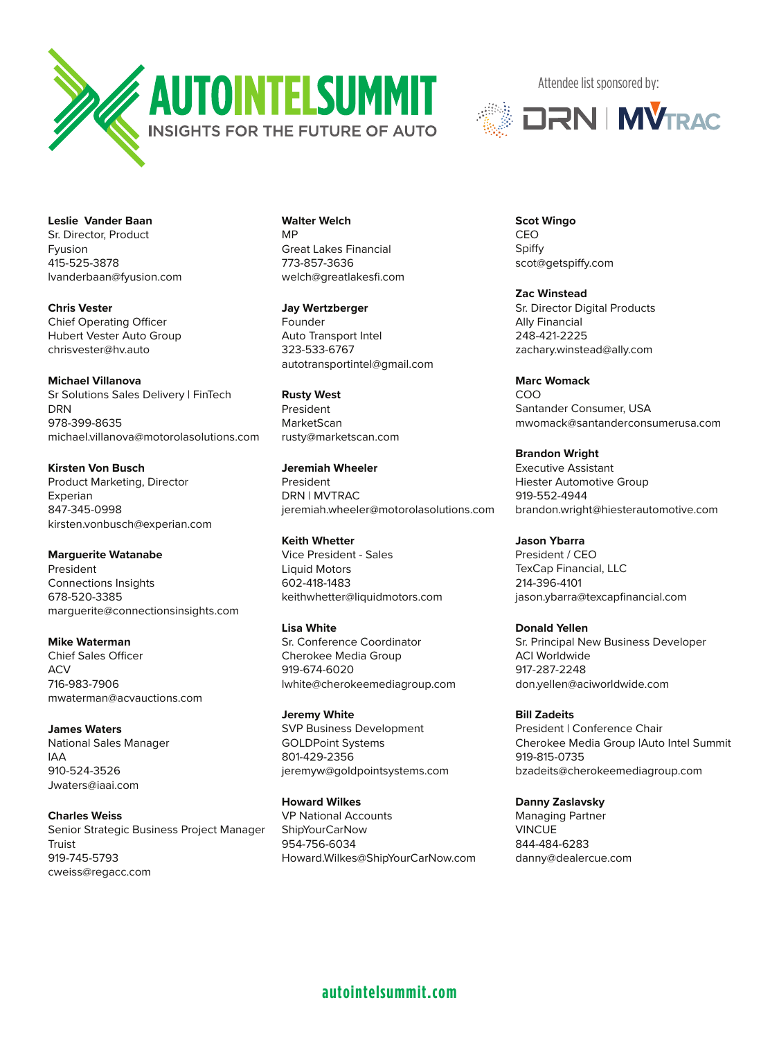AUTOINTELSUMMIT
INSIGHTS FOR THE FUTURE OF AUTO

Attendee list sponsored by: DRN | MVTRAC

**Leslie Vander Baan**
Sr. Director, Product
Fyusion
415-525-3878
lvanderbaan@fyusion.com

**Chris Vester**
Chief Operating Officer
Hubert Vester Auto Group
chrisvester@hv.auto

**Michael Villanova**
Sr Solutions Sales Delivery | FinTech
DRN
978-399-8635
michael.villanova@motorolasolutions.com

**Kirsten Von Busch**
Product Marketing, Director
Experian
847-345-0998
kirsten.vonbusch@experian.com

**Marguerite Watanabe**
President
Connections Insights
678-520-3385
marguerite@connectionsinsights.com

**Mike Waterman**
Chief Sales Officer
ACV
716-983-7906
mwaterman@acvauctions.com

**James Waters**
National Sales Manager
IAA
910-524-3526
Jwaters@iaai.com

**Charles Weiss**
Senior Strategic Business Project Manager
Truist
919-745-5793
cweiss@regacc.com

**Walter Welch**
MP
Great Lakes Financial
773-857-3636
welch@greatlakesfi.com

**Jay Wertzberger**
Founder
Auto Transport Intel
323-533-6767
autotransportintel@gmail.com

**Rusty West**
President
MarketScan
rusty@marketscan.com

**Jeremiah Wheeler**
President
DRN | MVTRAC
jeremiah.wheeler@motorolasolutions.com

**Keith Whetter**
Vice President - Sales
Liquid Motors
602-418-1483
keithwhetter@liquidmotors.com

**Lisa White**
Sr. Conference Coordinator
Cherokee Media Group
919-674-6020
lwhite@cherokeemediagroup.com

**Jeremy White**
SVP Business Development
GOLDPoint Systems
801-429-2356
jeremyw@goldpointsystems.com

**Howard Wilkes**
VP National Accounts
ShipYourCarNow
954-756-6034
Howard.Wilkes@ShipYourCarNow.com

**Scot Wingo**
CEO
Spiffy
scot@getspiffy.com

**Zac Winstead**
Sr. Director Digital Products
Ally Financial
248-421-2225
zachary.winstead@ally.com

**Marc Womack**
COO
Santander Consumer, USA
mwomack@santanderconsumerusa.com

**Brandon Wright**
Executive Assistant
Hiester Automotive Group
919-552-4944
brandon.wright@hiesterautomotive.com

**Jason Ybarra**
President / CEO
TexCap Financial, LLC
214-396-4101
jason.ybarra@texcapfinancial.com

**Donald Yellen**
Sr. Principal New Business Developer
ACI Worldwide
917-287-2248
don.yellen@aciworldwide.com

**Bill Zadeits**
President | Conference Chair
Cherokee Media Group |Auto Intel Summit
919-815-0735
bzadeits@cherokeemediagroup.com

**Danny Zaslavsky**
Managing Partner
VINCUE
844-484-6283
danny@dealercue.com

autointelsummit.com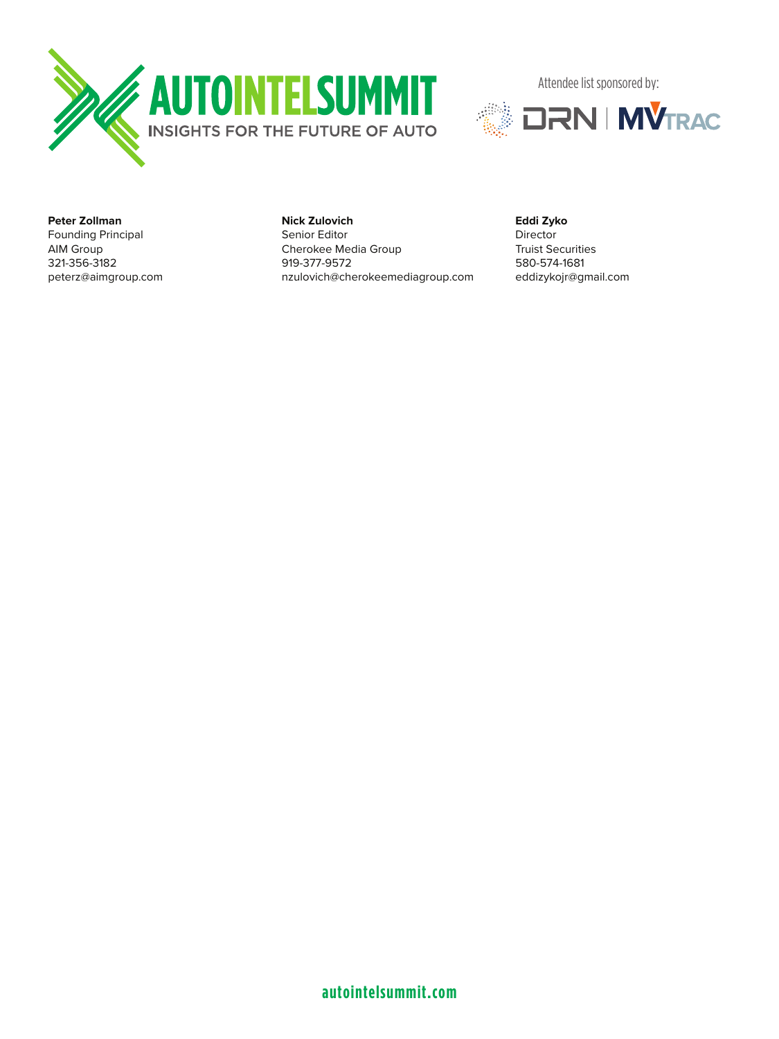**Peter Zollman**
Founding Principal
AIM Group
321-356-3182
peterz@aimgroup.com

**Nick Zulovich**
Senior Editor
Cherokee Media Group
919-377-9572
nzulovich@cherokeemediagroup.com

**Eddi Zyko**
Director
Truist Securities
580-574-1681
eddizykojr@gmail.com